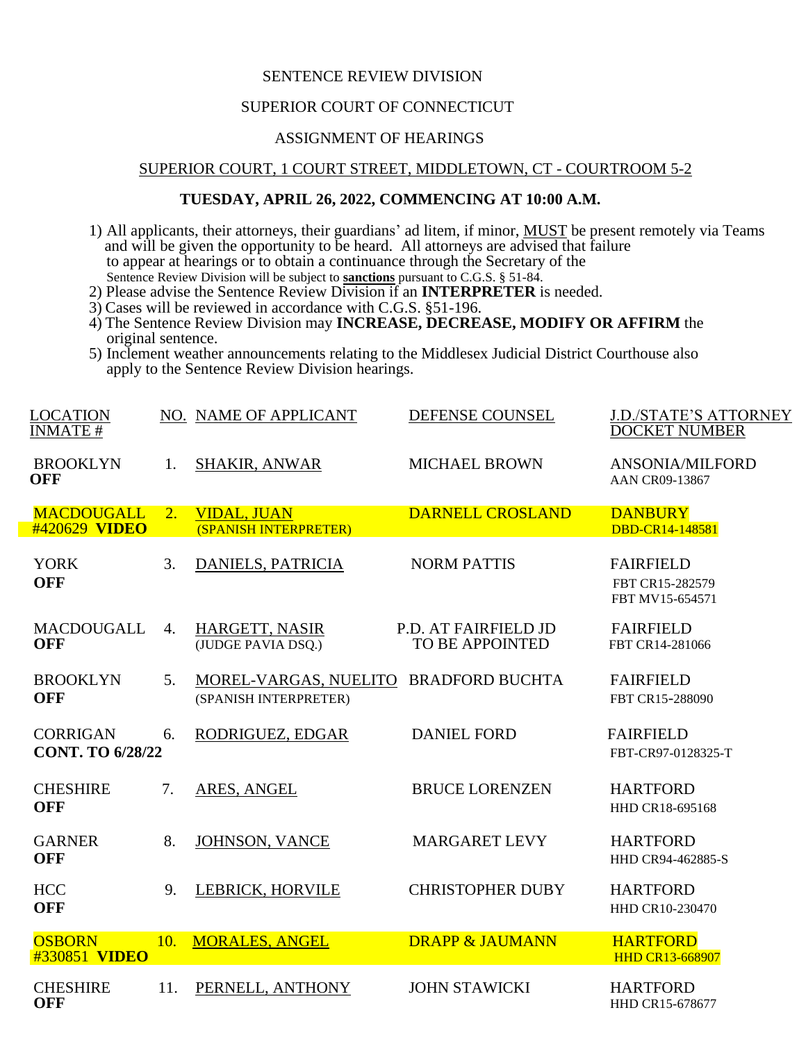SENTENCE REVIEW DIVISION

SUPERIOR COURT OF CONNECTICUT

ASSIGNMENT OF HEARINGS

SUPERIOR COURT, 1 COURT STREET, MIDDLETOWN, CT - COURTROOM 5-2

**TUESDAY, APRIL 26, 2022, COMMENCING AT 10:00 A.M.**

1) All applicants, their attorneys, their guardians' ad litem, if minor, MUST be present remotely via Teams and will be given the opportunity to be heard. All attorneys are advised that failure to appear at hearings or to obtain a continuance through the Secretary of the Sentence Review Division will be subject to **sanctions** pursuant to C.G.S. § 51-84.
2) Please advise the Sentence Review Division if an **INTERPRETER** is needed.
3) Cases will be reviewed in accordance with C.G.S. §51-196.
4) The Sentence Review Division may **INCREASE, DECREASE, MODIFY OR AFFIRM** the original sentence.
5) Inclement weather announcements relating to the Middlesex Judicial District Courthouse also apply to the Sentence Review Division hearings.

| LOCATION INMATE # | NO. | NAME OF APPLICANT | DEFENSE COUNSEL | J.D./STATE'S ATTORNEY DOCKET NUMBER |
|---|---|---|---|---|
| BROOKLYN **OFF** | 1. | SHAKIR, ANWAR | MICHAEL BROWN | ANSONIA/MILFORD AAN CR09-13867 |
| MACDOUGALL #420629 **VIDEO** | 2. | VIDAL, JUAN (SPANISH INTERPRETER) | DARNELL CROSLAND | DANBURY DBD-CR14-148581 |
| YORK **OFF** | 3. | DANIELS, PATRICIA | NORM PATTIS | FAIRFIELD FBT CR15-282579 FBT MV15-654571 |
| MACDOUGALL **OFF** | 4. | HARGETT, NASIR (JUDGE PAVIA DSQ.) | P.D. AT FAIRFIELD JD TO BE APPOINTED | FAIRFIELD FBT CR14-281066 |
| BROOKLYN **OFF** | 5. | MOREL-VARGAS, NUELITO (SPANISH INTERPRETER) | BRADFORD BUCHTA | FAIRFIELD FBT CR15-288090 |
| CORRIGAN **CONT. TO 6/28/22** | 6. | RODRIGUEZ, EDGAR | DANIEL FORD | FAIRFIELD FBT-CR97-0128325-T |
| CHESHIRE **OFF** | 7. | ARES, ANGEL | BRUCE LORENZEN | HARTFORD HHD CR18-695168 |
| GARNER **OFF** | 8. | JOHNSON, VANCE | MARGARET LEVY | HARTFORD HHD CR94-462885-S |
| HCC **OFF** | 9. | LEBRICK, HORVILE | CHRISTOPHER DUBY | HARTFORD HHD CR10-230470 |
| OSBORN #330851 **VIDEO** | 10. | MORALES, ANGEL | DRAPP & JAUMANN | HARTFORD HHD CR13-668907 |
| CHESHIRE **OFF** | 11. | PERNELL, ANTHONY | JOHN STAWICKI | HARTFORD HHD CR15-678677 |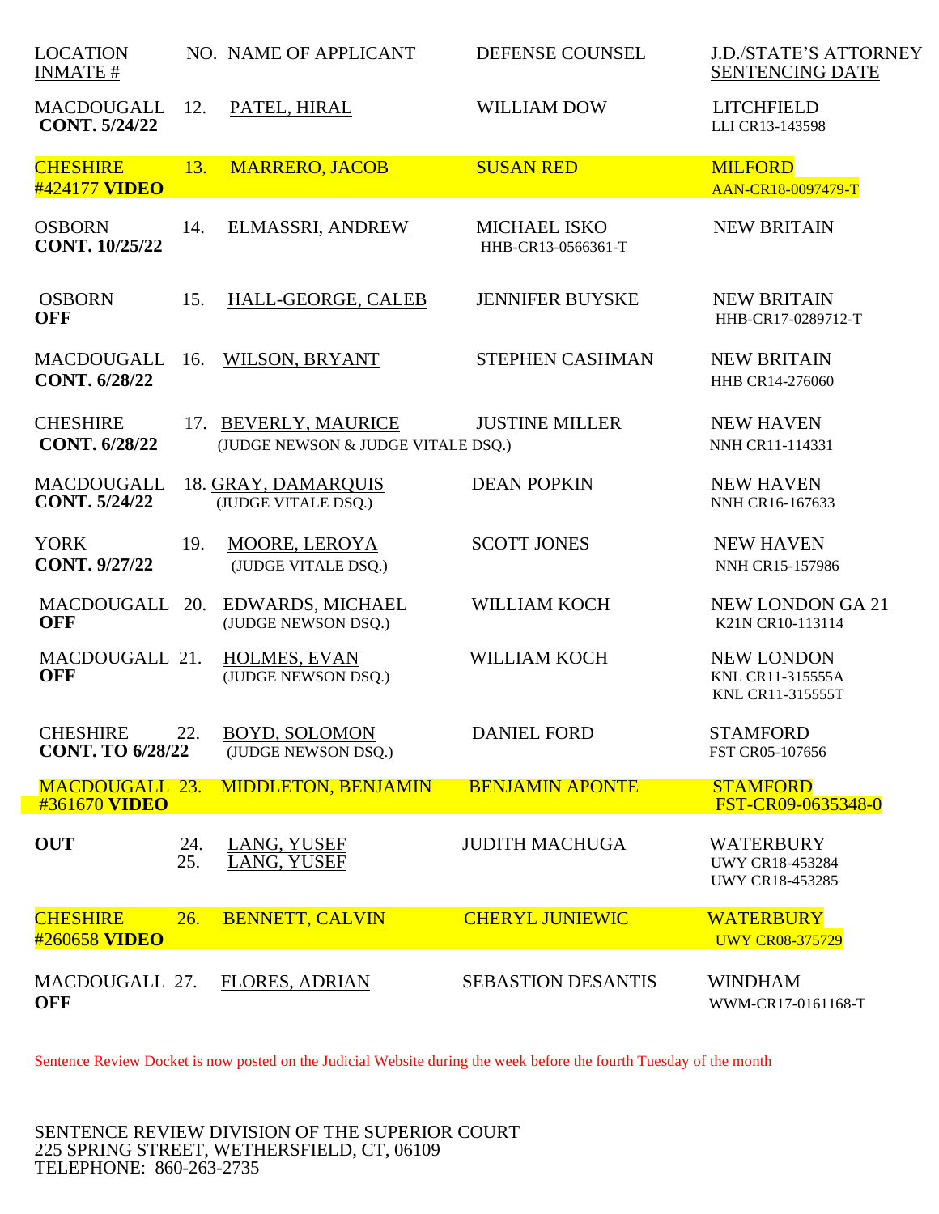| LOCATION INMATE # | NO. | NAME OF APPLICANT | DEFENSE COUNSEL | J.D./STATE'S ATTORNEY SENTENCING DATE |
|---|---|---|---|---|
| MACDOUGALL **CONT. 5/24/22** | 12. | PATEL, HIRAL | WILLIAM DOW | LITCHFIELD LLI CR13-143598 |
| CHESHIRE #424177 **VIDEO** | 13. | MARRERO, JACOB | SUSAN RED | MILFORD AAN-CR18-0097479-T |
| OSBORN **CONT. 10/25/22** | 14. | ELMASSRI, ANDREW | MICHAEL ISKO HHB-CR13-0566361-T | NEW BRITAIN |
| OSBORN **OFF** | 15. | HALL-GEORGE, CALEB | JENNIFER BUYSKE | NEW BRITAIN HHB-CR17-0289712-T |
| MACDOUGALL **CONT. 6/28/22** | 16. | WILSON, BRYANT | STEPHEN CASHMAN | NEW BRITAIN HHB CR14-276060 |
| CHESHIRE **CONT. 6/28/22** | 17. | BEVERLY, MAURICE (JUDGE NEWSON & JUDGE VITALE DSQ.) | JUSTINE MILLER | NEW HAVEN NNH CR11-114331 |
| MACDOUGALL **CONT. 5/24/22** | 18. | GRAY, DAMARQUIS (JUDGE VITALE DSQ.) | DEAN POPKIN | NEW HAVEN NNH CR16-167633 |
| YORK **CONT. 9/27/22** | 19. | MOORE, LEROYA (JUDGE VITALE DSQ.) | SCOTT JONES | NEW HAVEN NNH CR15-157986 |
| MACDOUGALL **OFF** | 20. | EDWARDS, MICHAEL (JUDGE NEWSON DSQ.) | WILLIAM KOCH | NEW LONDON GA 21 K21N CR10-113114 |
| MACDOUGALL **OFF** | 21. | HOLMES, EVAN (JUDGE NEWSON DSQ.) | WILLIAM KOCH | NEW LONDON KNL CR11-315555A KNL CR11-315555T |
| CHESHIRE **CONT. TO 6/28/22** | 22. | BOYD, SOLOMON (JUDGE NEWSON DSQ.) | DANIEL FORD | STAMFORD FST CR05-107656 |
| MACDOUGALL #361670 **VIDEO** | 23. | MIDDLETON, BENJAMIN | BENJAMIN APONTE | STAMFORD FST-CR09-0635348-0 |
| **OUT** | 24. 25. | LANG, YUSEF LANG, YUSEF | JUDITH MACHUGA | WATERBURY UWY CR18-453284 UWY CR18-453285 |
| CHESHIRE #260658 **VIDEO** | 26. | BENNETT, CALVIN | CHERYL JUNIEWIC | WATERBURY UWY CR08-375729 |
| MACDOUGALL **OFF** | 27. | FLORES, ADRIAN | SEBASTION DESANTIS | WINDHAM WWM-CR17-0161168-T |

Sentence Review Docket is now posted on the Judicial Website during the week before the fourth Tuesday of the month

SENTENCE REVIEW DIVISION OF THE SUPERIOR COURT
225 SPRING STREET, WETHERSFIELD, CT, 06109
TELEPHONE: 860-263-2735